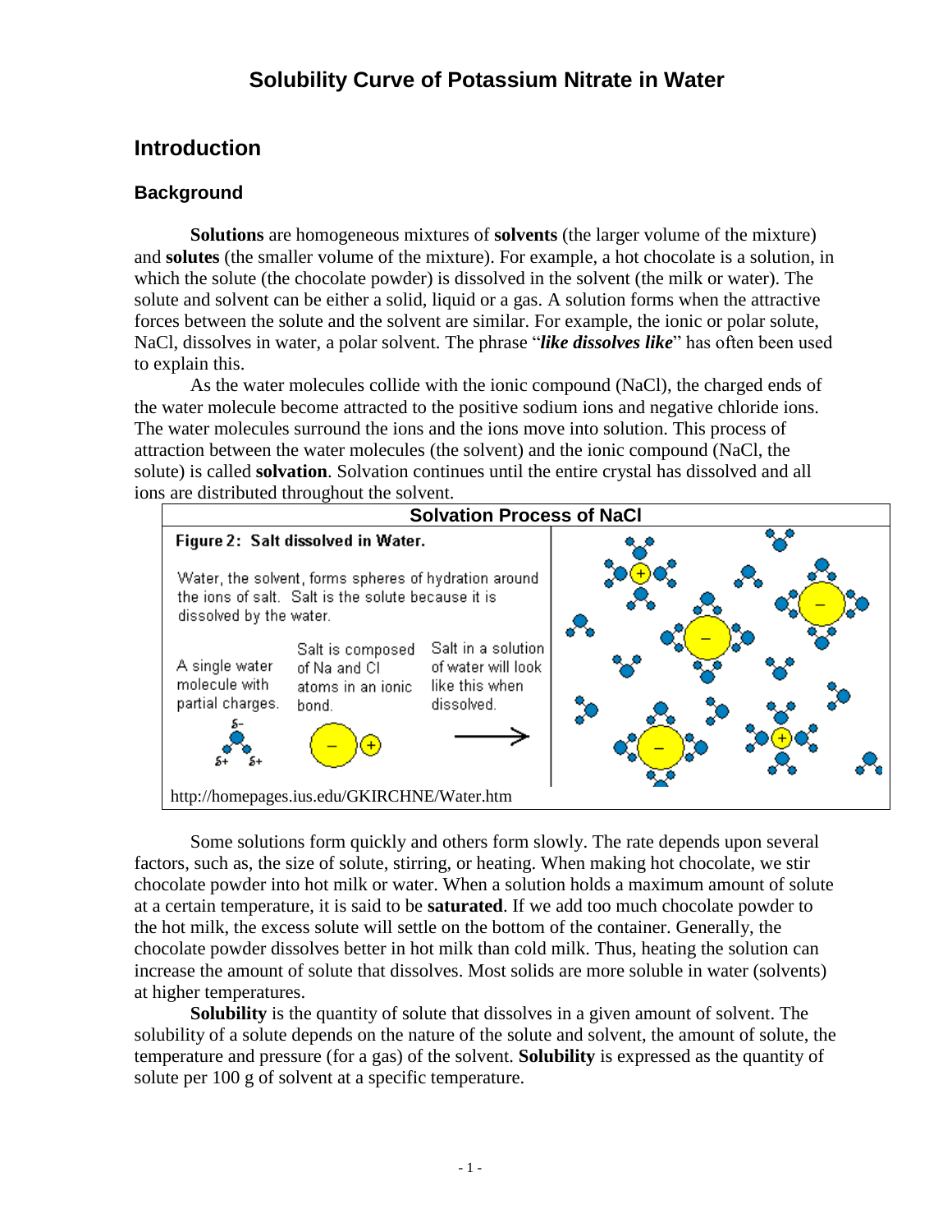# Solubility Curve of Potassium Nitrate in Water

## Introduction

### Background

**Solutions** are homogeneous mixtures of **solvents** (the larger volume of the mixture) and **solutes** (the smaller volume of the mixture). For example, a hot chocolate is a solution, in which the solute (the chocolate powder) is dissolved in the solvent (the milk or water). The solute and solvent can be either a solid, liquid or a gas. A solution forms when the attractive forces between the solute and the solvent are similar. For example, the ionic or polar solute, NaCl, dissolves in water, a polar solvent. The phrase "***like dissolves like***" has often been used to explain this.

As the water molecules collide with the ionic compound (NaCl), the charged ends of the water molecule become attracted to the positive sodium ions and negative chloride ions. The water molecules surround the ions and the ions move into solution. This process of attraction between the water molecules (the solvent) and the ionic compound (NaCl, the solute) is called **solvation**. Solvation continues until the entire crystal has dissolved and all ions are distributed throughout the solvent.

**Solvation Process of NaCl**

**Figure 2: Salt dissolved in Water.**

Water, the solvent, forms spheres of hydration around the ions of salt. Salt is the solute because it is dissolved by the water.

A single water molecule with partial charges.

Salt is composed of Na and Cl atoms in an ionic bond.

Salt in a solution of water will look like this when dissolved.

http://homepages.ius.edu/GKIRCHNE/Water.htm

Some solutions form quickly and others form slowly. The rate depends upon several factors, such as, the size of solute, stirring, or heating. When making hot chocolate, we stir chocolate powder into hot milk or water. When a solution holds a maximum amount of solute at a certain temperature, it is said to be **saturated**. If we add too much chocolate powder to the hot milk, the excess solute will settle on the bottom of the container. Generally, the chocolate powder dissolves better in hot milk than cold milk. Thus, heating the solution can increase the amount of solute that dissolves. Most solids are more soluble in water (solvents) at higher temperatures.

**Solubility** is the quantity of solute that dissolves in a given amount of solvent. The solubility of a solute depends on the nature of the solute and solvent, the amount of solute, the temperature and pressure (for a gas) of the solvent. **Solubility** is expressed as the quantity of solute per 100 g of solvent at a specific temperature.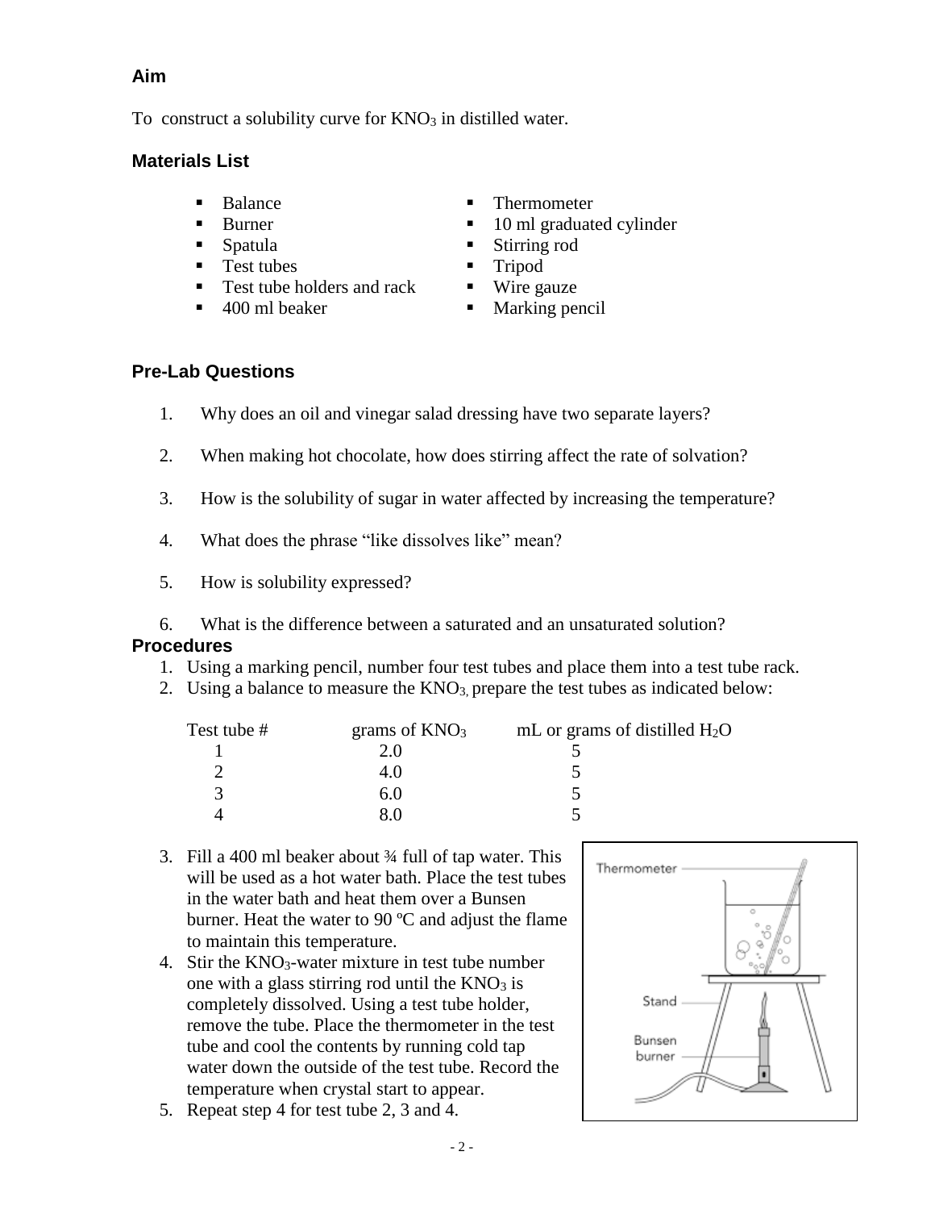### Aim

To construct a solubility curve for $KNO_3$ in distilled water.

### Materials List

- Balance
- Burner
- Spatula
- Test tubes
- Test tube holders and rack
- 400 ml beaker
- Thermometer
- 10 ml graduated cylinder
- Stirring rod
- Tripod
- Wire gauze
- Marking pencil

### Pre-Lab Questions

1. Why does an oil and vinegar salad dressing have two separate layers?
2. When making hot chocolate, how does stirring affect the rate of solvation?
3. How is the solubility of sugar in water affected by increasing the temperature?
4. What does the phrase "like dissolves like" mean?
5. How is solubility expressed?
6. What is the difference between a saturated and an unsaturated solution?

### Procedures

1. Using a marking pencil, number four test tubes and place them into a test tube rack.
2. Using a balance to measure the $KNO_3$, prepare the test tubes as indicated below:

| Test tube # | grams of $KNO_3$ | mL or grams of distilled $H_2O$ |
|---|---|---|
| 1 | 2.0 | 5 |
| 2 | 4.0 | 5 |
| 3 | 6.0 | 5 |
| 4 | 8.0 | 5 |

3. Fill a 400 ml beaker about ¾ full of tap water. This will be used as a hot water bath. Place the test tubes in the water bath and heat them over a Bunsen burner. Heat the water to 90 ºC and adjust the flame to maintain this temperature.
4. Stir the $KNO_3$-water mixture in test tube number one with a glass stirring rod until the $KNO_3$ is completely dissolved. Using a test tube holder, remove the tube. Place the thermometer in the test tube and cool the contents by running cold tap water down the outside of the test tube. Record the temperature when crystal start to appear.
5. Repeat step 4 for test tube 2, 3 and 4.

Thermometer

Stand

Bunsen burner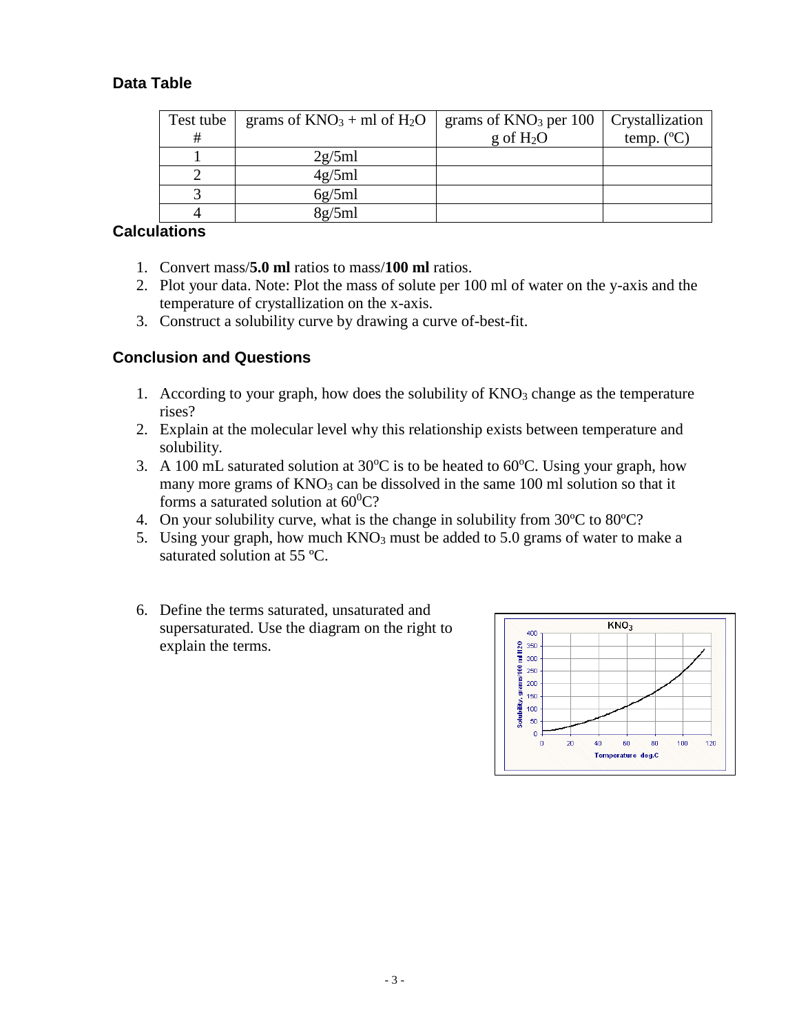### Data Table

| Test tube # | grams of $KNO_3$ + ml of $H_2O$ | grams of $KNO_3$ per 100 g of $H_2O$ | Crystallization temp. (ºC) |
|---|---|---|---|
| 1 | 2g/5ml | | |
| 2 | 4g/5ml | | |
| 3 | 6g/5ml | | |
| 4 | 8g/5ml | | |

### Calculations

1. Convert mass/**5.0 ml** ratios to mass/**100 ml** ratios.
2. Plot your data. Note: Plot the mass of solute per 100 ml of water on the y-axis and the temperature of crystallization on the x-axis.
3. Construct a solubility curve by drawing a curve of-best-fit.

### Conclusion and Questions

1. According to your graph, how does the solubility of $KNO_3$ change as the temperature rises?
2. Explain at the molecular level why this relationship exists between temperature and solubility.
3. A 100 mL saturated solution at 30ºC is to be heated to 60ºC. Using your graph, how many more grams of $KNO_3$ can be dissolved in the same 100 ml solution so that it forms a saturated solution at 60ºC?
4. On your solubility curve, what is the change in solubility from 30ºC to 80ºC?
5. Using your graph, how much $KNO_3$ must be added to 5.0 grams of water to make a saturated solution at 55 ºC.

6. Define the terms saturated, unsaturated and supersaturated. Use the diagram on the right to explain the terms.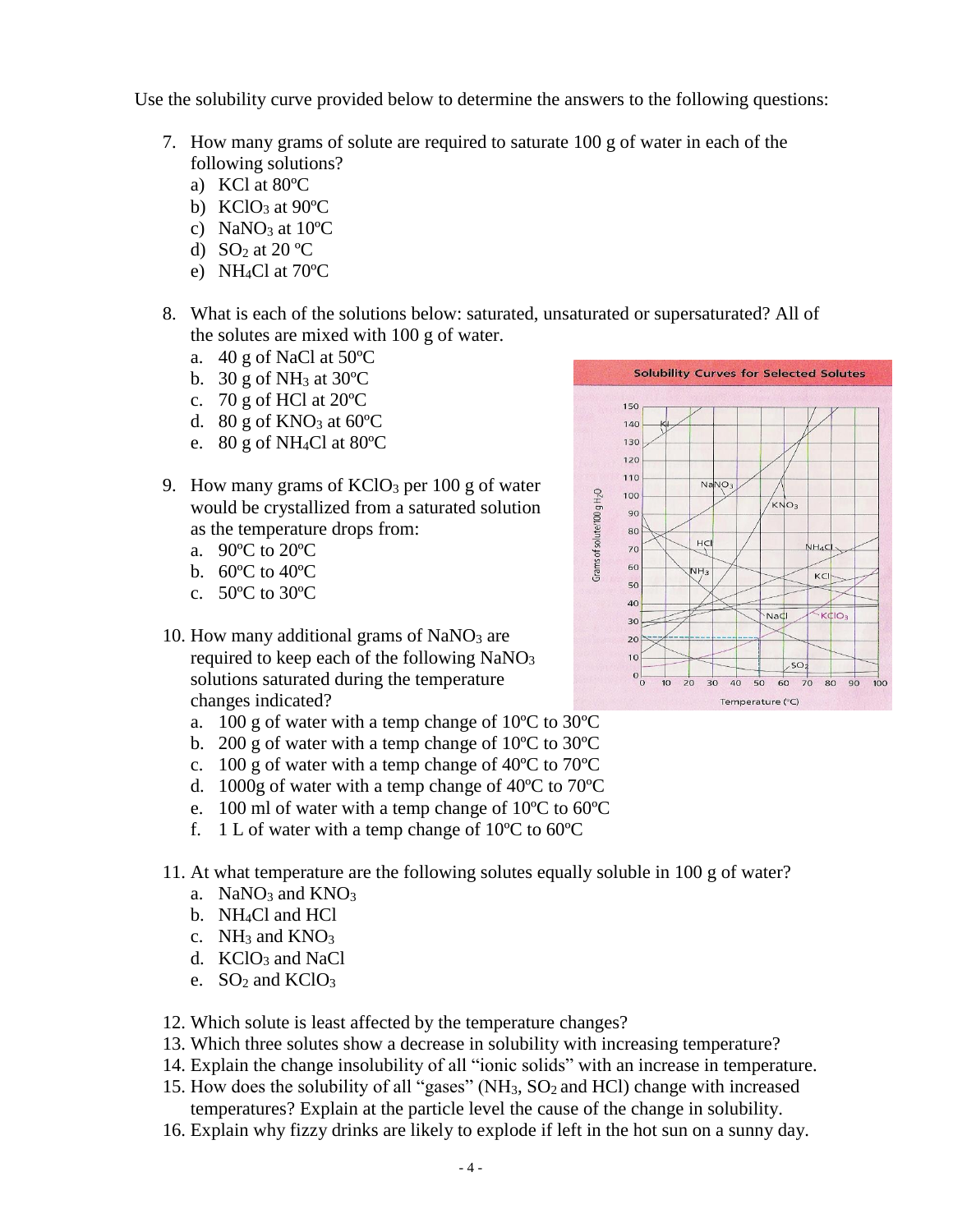Use the solubility curve provided below to determine the answers to the following questions:

7. How many grams of solute are required to saturate 100 g of water in each of the following solutions?
   a) KCl at 80ºC
   b) $KClO_3$ at 90ºC
   c) $NaNO_3$ at 10ºC
   d) $SO_2$ at 20 ºC
   e) $NH_4Cl$ at 70ºC

8. What is each of the solutions below: saturated, unsaturated or supersaturated? All of the solutes are mixed with 100 g of water.
   a. 40 g of NaCl at 50ºC
   b. 30 g of $NH_3$ at 30ºC
   c. 70 g of HCl at 20ºC
   d. 80 g of $KNO_3$ at 60ºC
   e. 80 g of $NH_4Cl$ at 80ºC

9. How many grams of $KClO_3$ per 100 g of water would be crystallized from a saturated solution as the temperature drops from:
   a. 90ºC to 20ºC
   b. 60ºC to 40ºC
   c. 50ºC to 30ºC

10. How many additional grams of $NaNO_3$ are required to keep each of the following $NaNO_3$ solutions saturated during the temperature changes indicated?
    a. 100 g of water with a temp change of 10ºC to 30ºC
    b. 200 g of water with a temp change of 10ºC to 30ºC
    c. 100 g of water with a temp change of 40ºC to 70ºC
    d. 1000g of water with a temp change of 40ºC to 70ºC
    e. 100 ml of water with a temp change of 10ºC to 60ºC
    f. 1 L of water with a temp change of 10ºC to 60ºC

11. At what temperature are the following solutes equally soluble in 100 g of water?
    a. $NaNO_3$ and $KNO_3$
    b. $NH_4Cl$ and HCl
    c. $NH_3$ and $KNO_3$
    d. $KClO_3$ and NaCl
    e. $SO_2$ and $KClO_3$

12. Which solute is least affected by the temperature changes?
13. Which three solutes show a decrease in solubility with increasing temperature?
14. Explain the change insolubility of all "ionic solids" with an increase in temperature.
15. How does the solubility of all "gases" ($NH_3$, $SO_2$ and HCl) change with increased temperatures? Explain at the particle level the cause of the change in solubility.
16. Explain why fizzy drinks are likely to explode if left in the hot sun on a sunny day.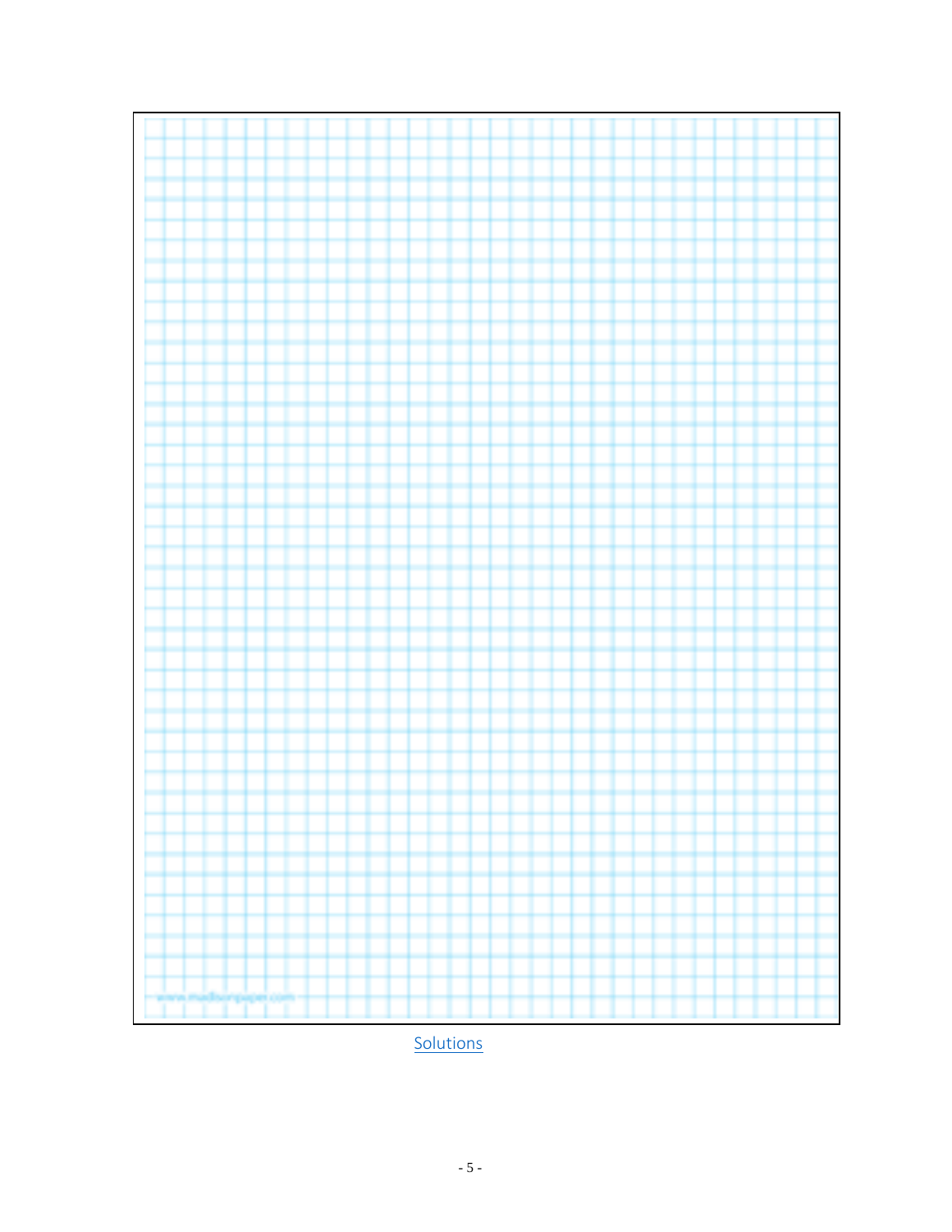Solutions